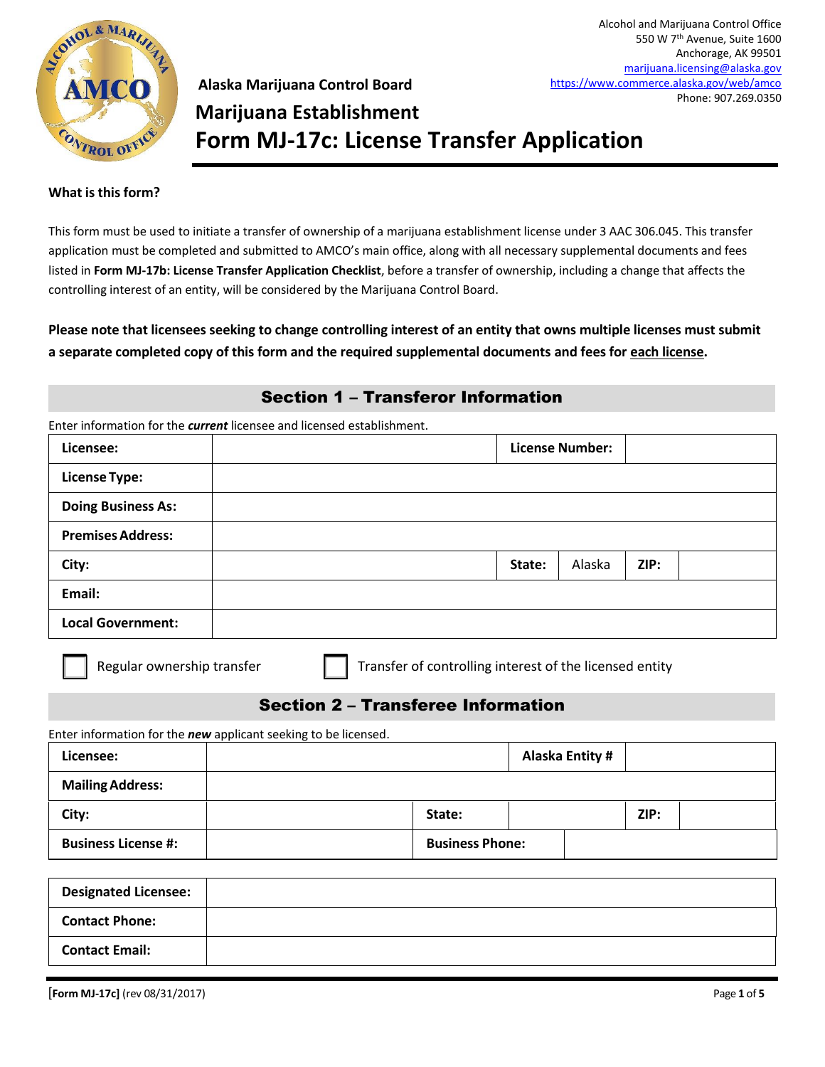Alcohol and Marijuana Control Office
550 W 7th Avenue, Suite 1600
Anchorage, AK 99501
marijuana.licensing@alaska.gov
https://www.commerce.alaska.gov/web/amco
Phone: 907.269.0350

**Alaska Marijuana Control Board**

# Marijuana Establishment
# Form MJ-17c: License Transfer Application

**What is this form?**

This form must be used to initiate a transfer of ownership of a marijuana establishment license under 3 AAC 306.045. This transfer application must be completed and submitted to AMCO's main office, along with all necessary supplemental documents and fees listed in **Form MJ-17b: License Transfer Application Checklist**, before a transfer of ownership, including a change that affects the controlling interest of an entity, will be considered by the Marijuana Control Board.

**Please note that licensees seeking to change controlling interest of an entity that owns multiple licenses must submit a separate completed copy of this form and the required supplemental documents and fees for each license.**

## Section 1 – Transferor Information

Enter information for the ***current*** licensee and licensed establishment.

| | | | | | |
|---|---|---|---|---|---|
| **Licensee:** | | **License Number:** | | | |
| **License Type:** | | | | | |
| **Doing Business As:** | | | | | |
| **Premises Address:** | | | | | |
| **City:** | | **State:** | Alaska | **ZIP:** | |
| **Email:** | | | | | |
| **Local Government:** | | | | | |

☐ Regular ownership transfer ☐ Transfer of controlling interest of the licensed entity

## Section 2 – Transferee Information

Enter information for the ***new*** applicant seeking to be licensed.

| | | | | | |
|---|---|---|---|---|---|
| **Licensee:** | | | **Alaska Entity #** | | |
| **Mailing Address:** | | | | | |
| **City:** | | **State:** | | **ZIP:** | |
| **Business License #:** | | **Business Phone:** | | | |

| | |
|---|---|
| **Designated Licensee:** | |
| **Contact Phone:** | |
| **Contact Email:** | |

**[Form MJ-17c]** (rev 08/31/2017)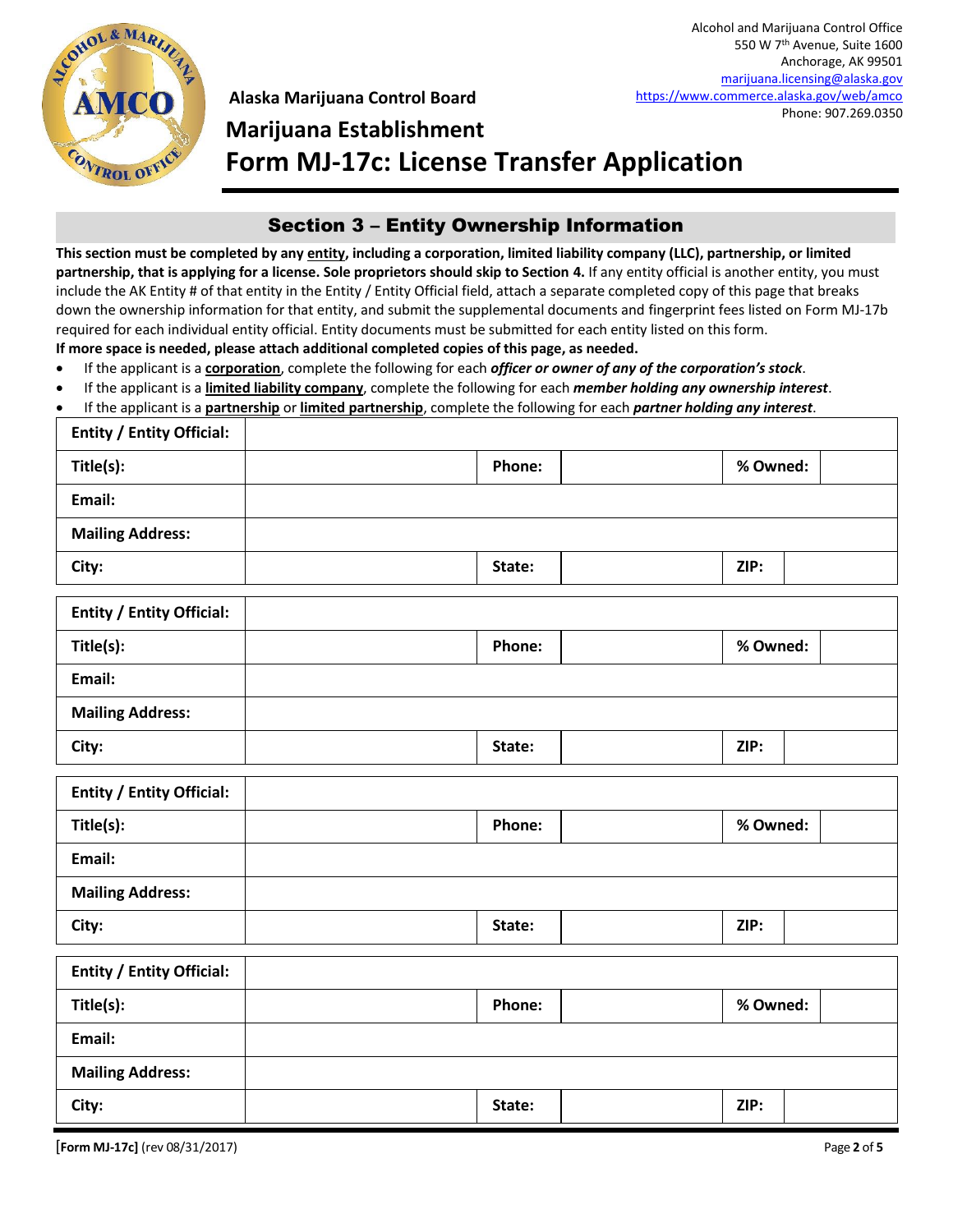Alcohol and Marijuana Control Office
550 W 7th Avenue, Suite 1600
Anchorage, AK 99501
marijuana.licensing@alaska.gov
https://www.commerce.alaska.gov/web/amco
Phone: 907.269.0350

**Alaska Marijuana Control Board**

# Marijuana Establishment
# Form MJ-17c: License Transfer Application

## Section 3 – Entity Ownership Information

**This section must be completed by any entity, including a corporation, limited liability company (LLC), partnership, or limited partnership, that is applying for a license. Sole proprietors should skip to Section 4.** If any entity official is another entity, you must include the AK Entity # of that entity in the Entity / Entity Official field, attach a separate completed copy of this page that breaks down the ownership information for that entity, and submit the supplemental documents and fingerprint fees listed on Form MJ-17b required for each individual entity official. Entity documents must be submitted for each entity listed on this form.

**If more space is needed, please attach additional completed copies of this page, as needed.**

- If the applicant is a **corporation**, complete the following for each ***officer or owner of any of the corporation's stock***.
- If the applicant is a **limited liability company**, complete the following for each ***member holding any ownership interest***.
- If the applicant is a **partnership** or **limited partnership**, complete the following for each ***partner holding any interest***.

| **Entity / Entity Official:** | | | | | |
|---|---|---|---|---|---|
| **Title(s):** | | **Phone:** | | **% Owned:** | |
| **Email:** | | | | | |
| **Mailing Address:** | | | | | |
| **City:** | | **State:** | | **ZIP:** | |

| **Entity / Entity Official:** | | | | | |
|---|---|---|---|---|---|
| **Title(s):** | | **Phone:** | | **% Owned:** | |
| **Email:** | | | | | |
| **Mailing Address:** | | | | | |
| **City:** | | **State:** | | **ZIP:** | |

| **Entity / Entity Official:** | | | | | |
|---|---|---|---|---|---|
| **Title(s):** | | **Phone:** | | **% Owned:** | |
| **Email:** | | | | | |
| **Mailing Address:** | | | | | |
| **City:** | | **State:** | | **ZIP:** | |

| **Entity / Entity Official:** | | | | | |
|---|---|---|---|---|---|
| **Title(s):** | | **Phone:** | | **% Owned:** | |
| **Email:** | | | | | |
| **Mailing Address:** | | | | | |
| **City:** | | **State:** | | **ZIP:** | |

**[Form MJ-17c]** (rev 08/31/2017)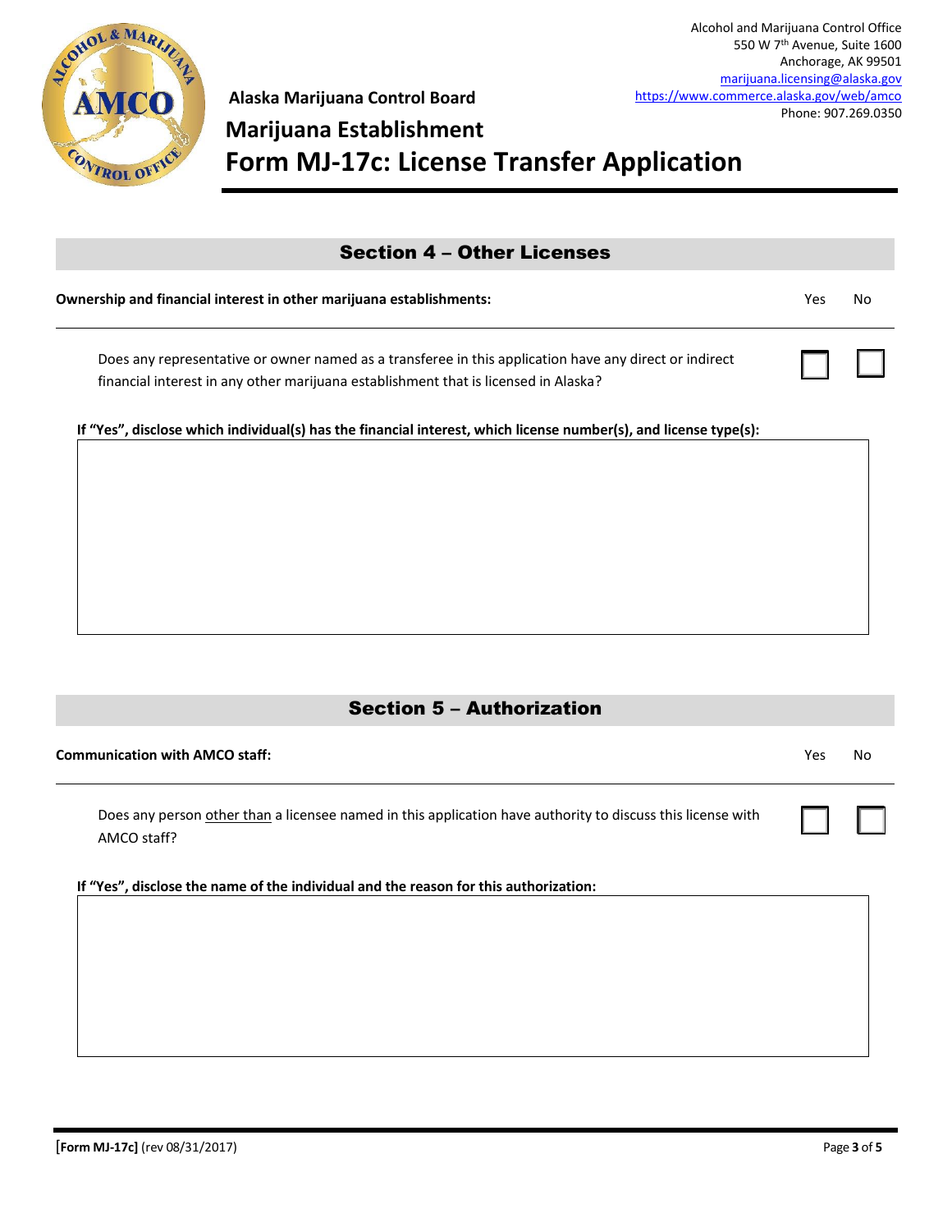Alcohol and Marijuana Control Office
550 W 7th Avenue, Suite 1600
Anchorage, AK 99501
marijuana.licensing@alaska.gov
https://www.commerce.alaska.gov/web/amco
Phone: 907.269.0350

**Alaska Marijuana Control Board**

# Marijuana Establishment
# Form MJ-17c: License Transfer Application

## Section 4 – Other Licenses

| **Ownership and financial interest in other marijuana establishments:** | Yes | No |
|---|---|---|
| Does any representative or owner named as a transferee in this application have any direct or indirect financial interest in any other marijuana establishment that is licensed in Alaska? | ☐ | ☐ |

**If "Yes", disclose which individual(s) has the financial interest, which license number(s), and license type(s):**

## Section 5 – Authorization

| **Communication with AMCO staff:** | Yes | No |
|---|---|---|
| Does any person other than a licensee named in this application have authority to discuss this license with AMCO staff? | ☐ | ☐ |

**If "Yes", disclose the name of the individual and the reason for this authorization:**

**[Form MJ-17c]** (rev 08/31/2017)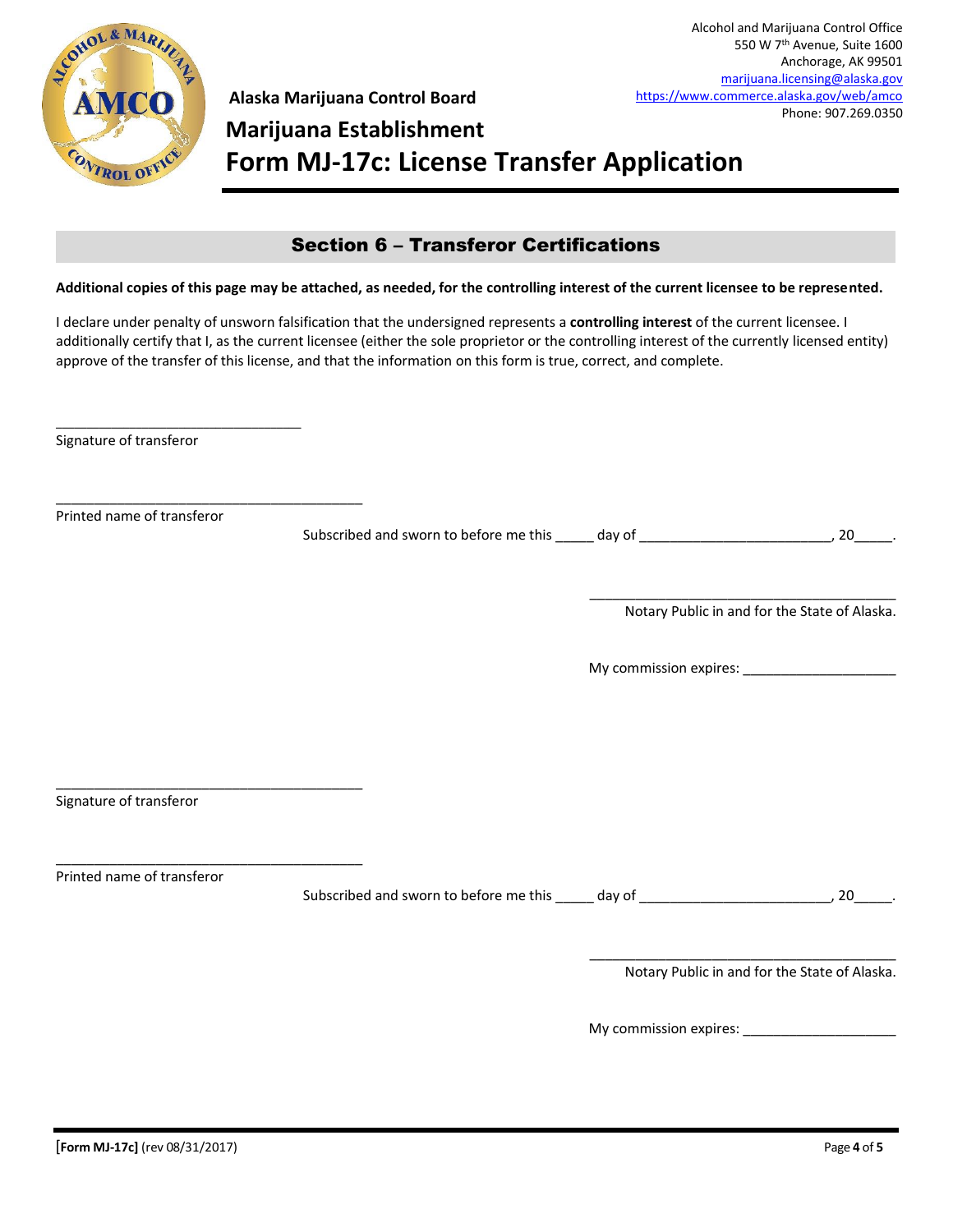Alcohol and Marijuana Control Office
550 W 7th Avenue, Suite 1600
Anchorage, AK 99501
marijuana.licensing@alaska.gov
https://www.commerce.alaska.gov/web/amco
Phone: 907.269.0350

**Alaska Marijuana Control Board**

# Marijuana Establishment
# Form MJ-17c: License Transfer Application

## Section 6 – Transferor Certifications

**Additional copies of this page may be attached, as needed, for the controlling interest of the current licensee to be represented.**

I declare under penalty of unsworn falsification that the undersigned represents a **controlling interest** of the current licensee. I additionally certify that I, as the current licensee (either the sole proprietor or the controlling interest of the currently licensed entity) approve of the transfer of this license, and that the information on this form is true, correct, and complete.

_______________________________
Signature of transferor

_______________________________________
Printed name of transferor

Subscribed and sworn to before me this _____ day of ________________________, 20_____.

_______________________________________
Notary Public in and for the State of Alaska.

My commission expires: ____________________

_______________________________________
Signature of transferor

_______________________________________
Printed name of transferor

Subscribed and sworn to before me this _____ day of ________________________, 20_____.

_______________________________________
Notary Public in and for the State of Alaska.

My commission expires: ____________________

[Form MJ-17c] (rev 08/31/2017)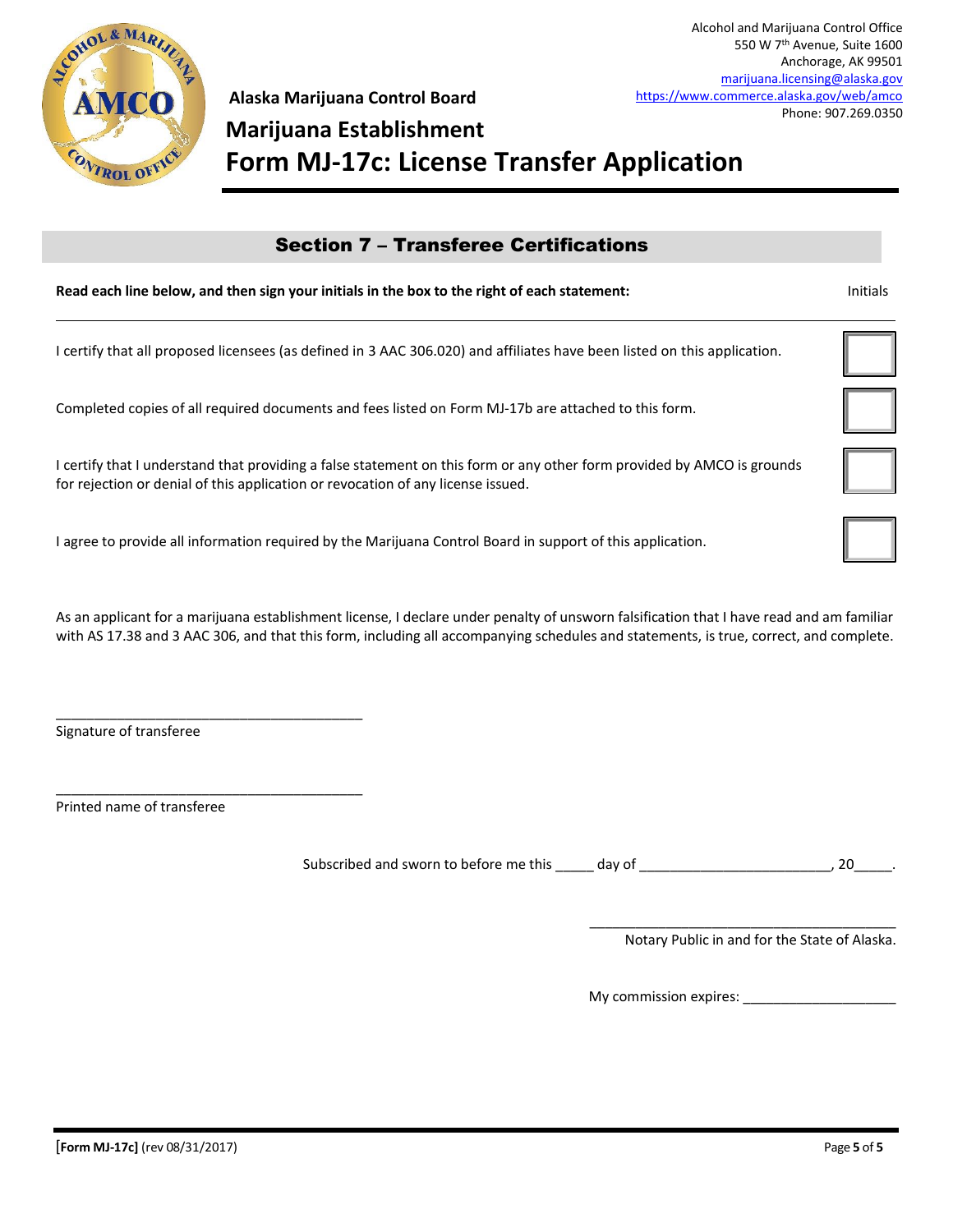Alcohol and Marijuana Control Office
550 W 7th Avenue, Suite 1600
Anchorage, AK 99501
marijuana.licensing@alaska.gov
https://www.commerce.alaska.gov/web/amco
Phone: 907.269.0350

**Alaska Marijuana Control Board**

# Marijuana Establishment
# Form MJ-17c: License Transfer Application

## Section 7 – Transferee Certifications

**Read each line below, and then sign your initials in the box to the right of each statement:**

| Statement | Initials |
|---|---|
| I certify that all proposed licensees (as defined in 3 AAC 306.020) and affiliates have been listed on this application. | |
| Completed copies of all required documents and fees listed on Form MJ-17b are attached to this form. | |
| I certify that I understand that providing a false statement on this form or any other form provided by AMCO is grounds for rejection or denial of this application or revocation of any license issued. | |
| I agree to provide all information required by the Marijuana Control Board in support of this application. | |

As an applicant for a marijuana establishment license, I declare under penalty of unsworn falsification that I have read and am familiar with AS 17.38 and 3 AAC 306, and that this form, including all accompanying schedules and statements, is true, correct, and complete.

_________________________________________
Signature of transferee

_________________________________________
Printed name of transferee

Subscribed and sworn to before me this _____ day of ________________________, 20_____.

_________________________________________
Notary Public in and for the State of Alaska.

My commission expires: ____________________